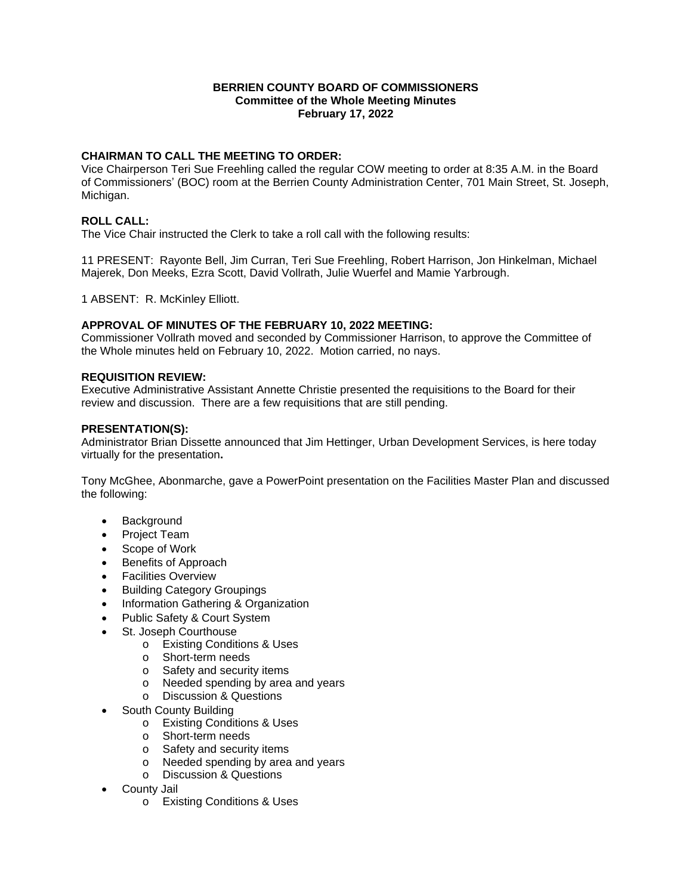**BERRIEN COUNTY BOARD OF COMMISSIONERS**
**Committee of the Whole Meeting Minutes**
**February 17, 2022**

**CHAIRMAN TO CALL THE MEETING TO ORDER:**
Vice Chairperson Teri Sue Freehling called the regular COW meeting to order at 8:35 A.M. in the Board of Commissioners' (BOC) room at the Berrien County Administration Center, 701 Main Street, St. Joseph, Michigan.

**ROLL CALL:**
The Vice Chair instructed the Clerk to take a roll call with the following results:

11 PRESENT: Rayonte Bell, Jim Curran, Teri Sue Freehling, Robert Harrison, Jon Hinkelman, Michael Majerek, Don Meeks, Ezra Scott, David Vollrath, Julie Wuerfel and Mamie Yarbrough.

1 ABSENT: R. McKinley Elliott.

**APPROVAL OF MINUTES OF THE FEBRUARY 10, 2022 MEETING:**
Commissioner Vollrath moved and seconded by Commissioner Harrison, to approve the Committee of the Whole minutes held on February 10, 2022. Motion carried, no nays.

**REQUISITION REVIEW:**
Executive Administrative Assistant Annette Christie presented the requisitions to the Board for their review and discussion. There are a few requisitions that are still pending.

**PRESENTATION(S):**
Administrator Brian Dissette announced that Jim Hettinger, Urban Development Services, is here today virtually for the presentation**.**

Tony McGhee, Abonmarche, gave a PowerPoint presentation on the Facilities Master Plan and discussed the following:

- Background
- Project Team
- Scope of Work
- Benefits of Approach
- Facilities Overview
- Building Category Groupings
- Information Gathering & Organization
- Public Safety & Court System
- St. Joseph Courthouse
    - Existing Conditions & Uses
    - Short-term needs
    - Safety and security items
    - Needed spending by area and years
    - Discussion & Questions
- South County Building
    - Existing Conditions & Uses
    - Short-term needs
    - Safety and security items
    - Needed spending by area and years
    - Discussion & Questions
- County Jail
    - Existing Conditions & Uses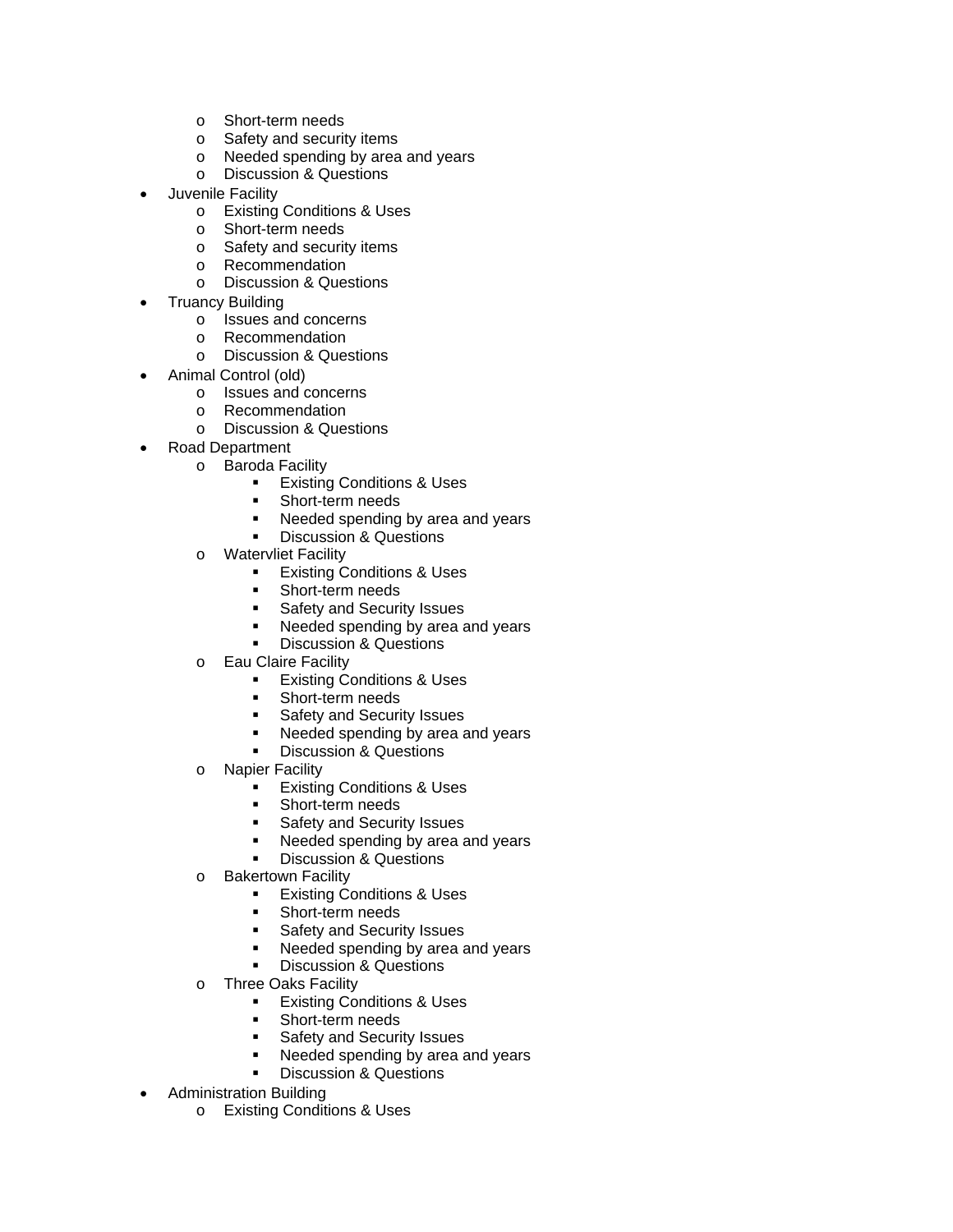- Short-term needs
  - Safety and security items
  - Needed spending by area and years
  - Discussion & Questions
- Juvenile Facility
  - Existing Conditions & Uses
  - Short-term needs
  - Safety and security items
  - Recommendation
  - Discussion & Questions
- Truancy Building
  - Issues and concerns
  - Recommendation
  - Discussion & Questions
- Animal Control (old)
  - Issues and concerns
  - Recommendation
  - Discussion & Questions
- Road Department
  - Baroda Facility
    - Existing Conditions & Uses
    - Short-term needs
    - Needed spending by area and years
    - Discussion & Questions
  - Watervliet Facility
    - Existing Conditions & Uses
    - Short-term needs
    - Safety and Security Issues
    - Needed spending by area and years
    - Discussion & Questions
  - Eau Claire Facility
    - Existing Conditions & Uses
    - Short-term needs
    - Safety and Security Issues
    - Needed spending by area and years
    - Discussion & Questions
  - Napier Facility
    - Existing Conditions & Uses
    - Short-term needs
    - Safety and Security Issues
    - Needed spending by area and years
    - Discussion & Questions
  - Bakertown Facility
    - Existing Conditions & Uses
    - Short-term needs
    - Safety and Security Issues
    - Needed spending by area and years
    - Discussion & Questions
  - Three Oaks Facility
    - Existing Conditions & Uses
    - Short-term needs
    - Safety and Security Issues
    - Needed spending by area and years
    - Discussion & Questions
- Administration Building
  - Existing Conditions & Uses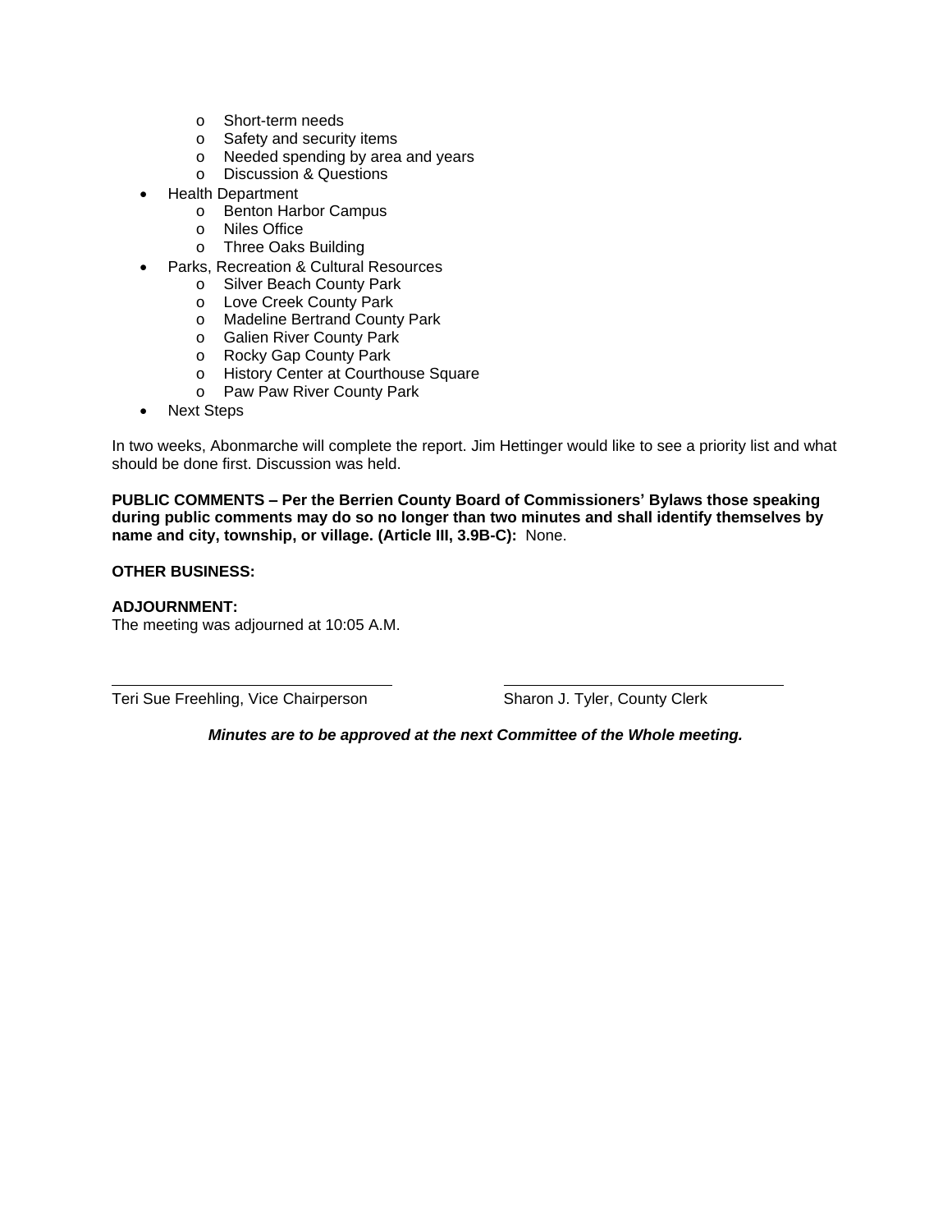- Short-term needs
  - Safety and security items
  - Needed spending by area and years
  - Discussion & Questions
- Health Department
  - Benton Harbor Campus
  - Niles Office
  - Three Oaks Building
- Parks, Recreation & Cultural Resources
  - Silver Beach County Park
  - Love Creek County Park
  - Madeline Bertrand County Park
  - Galien River County Park
  - Rocky Gap County Park
  - History Center at Courthouse Square
  - Paw Paw River County Park
- Next Steps

In two weeks, Abonmarche will complete the report. Jim Hettinger would like to see a priority list and what should be done first. Discussion was held.

**PUBLIC COMMENTS – Per the Berrien County Board of Commissioners' Bylaws those speaking during public comments may do so no longer than two minutes and shall identify themselves by name and city, township, or village. (Article III, 3.9B-C):** None.

**OTHER BUSINESS:**

**ADJOURNMENT:**
The meeting was adjourned at 10:05 A.M.

Teri Sue Freehling, Vice Chairperson

Sharon J. Tyler, County Clerk

***Minutes are to be approved at the next Committee of the Whole meeting.***